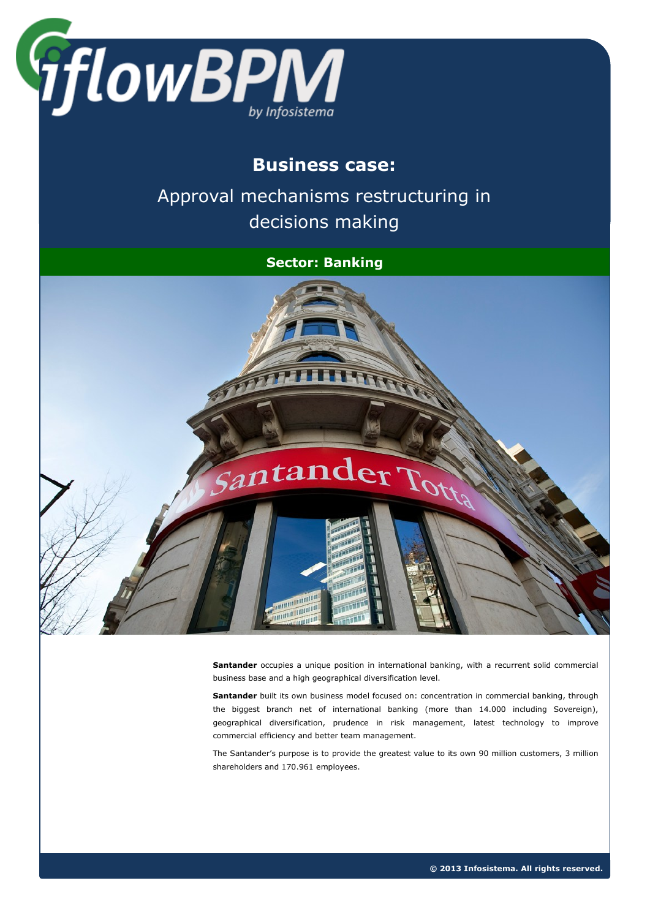# Business case:

## Approval mechanisms restructuring in decisions making

### Sector: Banking

**Santander** occupies a unique position in international banking, with a recurrent solid commercial business base and a high geographical diversification level.

**Santander** built its own business model focused on: concentration in commercial banking, through the biggest branch net of international banking (more than 14.000 including Sovereign), geographical diversification, prudence in risk management, latest technology to improve commercial efficiency and better team management.

The Santander's purpose is to provide the greatest value to its own 90 million customers, 3 million shareholders and 170.961 employees.

**© 2013 Infosistema. All rights reserved.**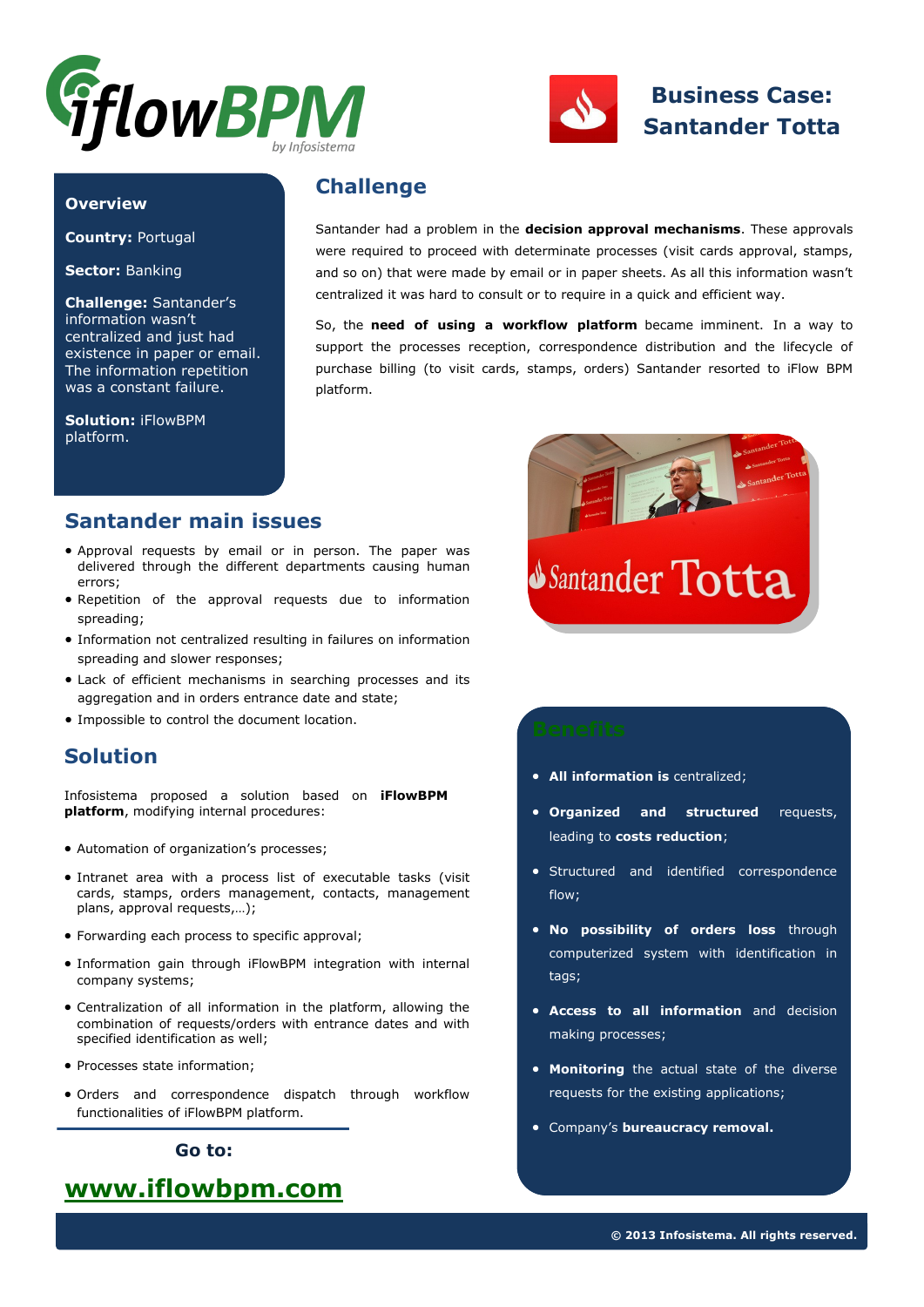# Business Case: Santander Totta

## Overview

**Country:** Portugal

**Sector:** Banking

**Challenge:** Santander's information wasn't centralized and just had existence in paper or email. The information repetition was a constant failure.

**Solution:** iFlowBPM platform.

## Challenge

Santander had a problem in the **decision approval mechanisms**. These approvals were required to proceed with determinate processes (visit cards approval, stamps, and so on) that were made by email or in paper sheets. As all this information wasn't centralized it was hard to consult or to require in a quick and efficient way.

So, the **need of using a workflow platform** became imminent. In a way to support the processes reception, correspondence distribution and the lifecycle of purchase billing (to visit cards, stamps, orders) Santander resorted to iFlow BPM platform.

## Santander main issues

- Approval requests by email or in person. The paper was delivered through the different departments causing human errors;
- Repetition of the approval requests due to information spreading;
- Information not centralized resulting in failures on information spreading and slower responses;
- Lack of efficient mechanisms in searching processes and its aggregation and in orders entrance date and state;
- Impossible to control the document location.

## Solution

Infosistema proposed a solution based on **iFlowBPM platform**, modifying internal procedures:

- Automation of organization's processes;
- Intranet area with a process list of executable tasks (visit cards, stamps, orders management, contacts, management plans, approval requests,…);
- Forwarding each process to specific approval;
- Information gain through iFlowBPM integration with internal company systems;
- Centralization of all information in the platform, allowing the combination of requests/orders with entrance dates and with specified identification as well;
- Processes state information;
- Orders and correspondence dispatch through workflow functionalities of iFlowBPM platform.

## Benefits

- **All information is** centralized;
- **Organized and structured** requests, leading to **costs reduction**;
- Structured and identified correspondence flow;
- **No possibility of orders loss** through computerized system with identification in tags;
- **Access to all information** and decision making processes;
- **Monitoring** the actual state of the diverse requests for the existing applications;
- Company's **bureaucracy removal.**

**Go to:**

**www.iflowbpm.com**

© 2013 Infosistema. All rights reserved.